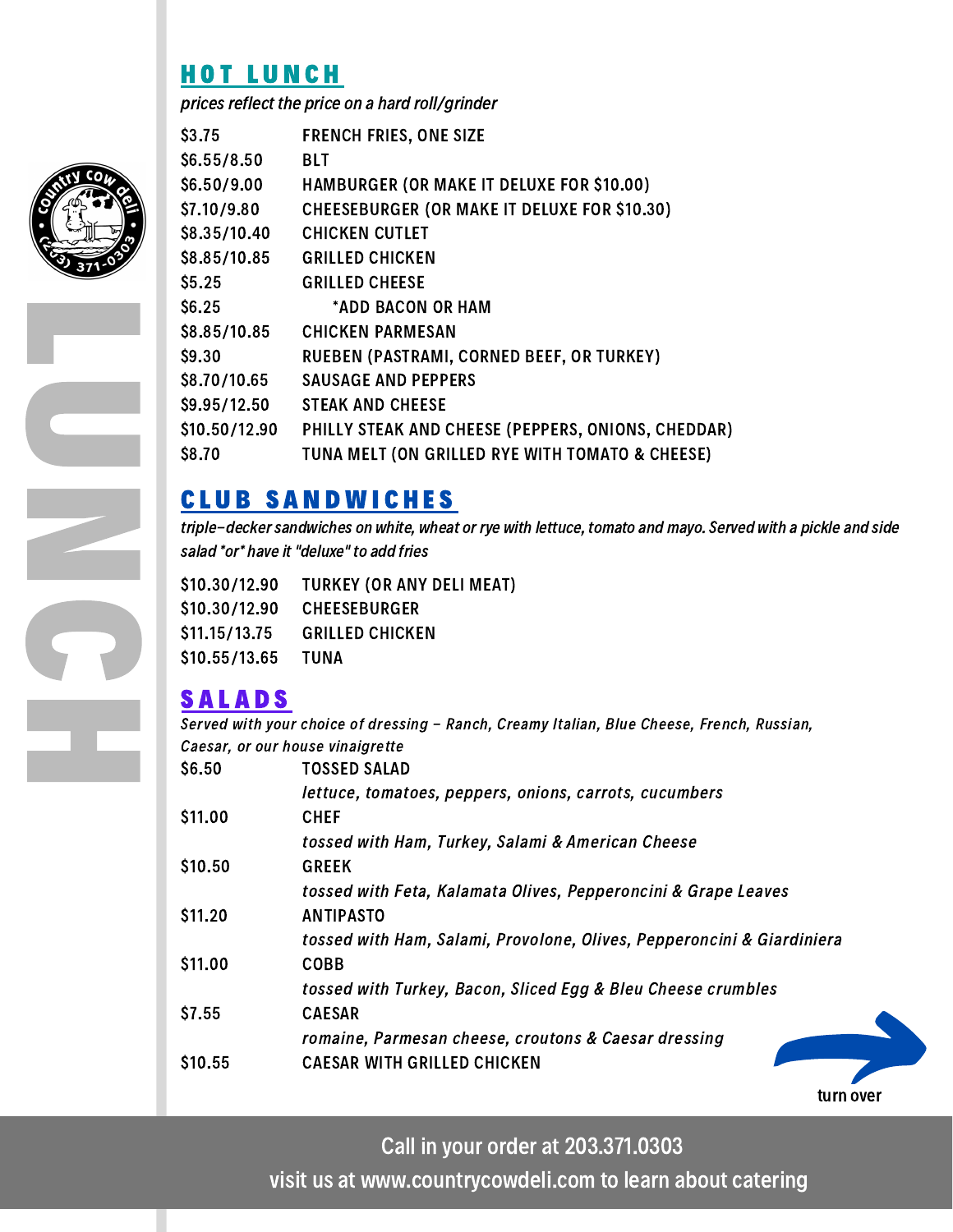# LUNCH

## HOT LUNCH

*prices reflect the price on a hard roll/grinder*

| | |
|---|---|
| $3.75 | FRENCH FRIES, ONE SIZE |
| $6.55/8.50 | BLT |
| $6.50/9.00 | HAMBURGER (OR MAKE IT DELUXE FOR $10.00) |
| $7.10/9.80 | CHEESEBURGER (OR MAKE IT DELUXE FOR $10.30) |
| $8.35/10.40 | CHICKEN CUTLET |
| $8.85/10.85 | GRILLED CHICKEN |
| $5.25 | GRILLED CHEESE |
| $6.25 | *ADD BACON OR HAM |
| $8.85/10.85 | CHICKEN PARMESAN |
| $9.30 | RUEBEN (PASTRAMI, CORNED BEEF, OR TURKEY) |
| $8.70/10.65 | SAUSAGE AND PEPPERS |
| $9.95/12.50 | STEAK AND CHEESE |
| $10.50/12.90 | PHILLY STEAK AND CHEESE (PEPPERS, ONIONS, CHEDDAR) |
| $8.70 | TUNA MELT (ON GRILLED RYE WITH TOMATO & CHEESE) |

## CLUB SANDWICHES

*triple-decker sandwiches on white, wheat or rye with lettuce, tomato and mayo. Served with a pickle and side salad *or* have it "deluxe" to add fries*

| | |
|---|---|
| $10.30/12.90 | TURKEY (OR ANY DELI MEAT) |
| $10.30/12.90 | CHEESEBURGER |
| $11.15/13.75 | GRILLED CHICKEN |
| $10.55/13.65 | TUNA |

## SALADS

*Served with your choice of dressing – Ranch, Creamy Italian, Blue Cheese, French, Russian, Caesar, or our house vinaigrette*

| | |
|---|---|
| $6.50 | TOSSED SALAD<br>*lettuce, tomatoes, peppers, onions, carrots, cucumbers* |
| $11.00 | CHEF<br>*tossed with Ham, Turkey, Salami & American Cheese* |
| $10.50 | GREEK<br>*tossed with Feta, Kalamata Olives, Pepperoncini & Grape Leaves* |
| $11.20 | ANTIPASTO<br>*tossed with Ham, Salami, Provolone, Olives, Pepperoncini & Giardiniera* |
| $11.00 | COBB<br>*tossed with Turkey, Bacon, Sliced Egg & Bleu Cheese crumbles* |
| $7.55 | CAESAR<br>*romaine, Parmesan cheese, croutons & Caesar dressing* |
| $10.55 | CAESAR WITH GRILLED CHICKEN |

turn over

Call in your order at 203.371.0303

visit us at www.countrycowdeli.com to learn about catering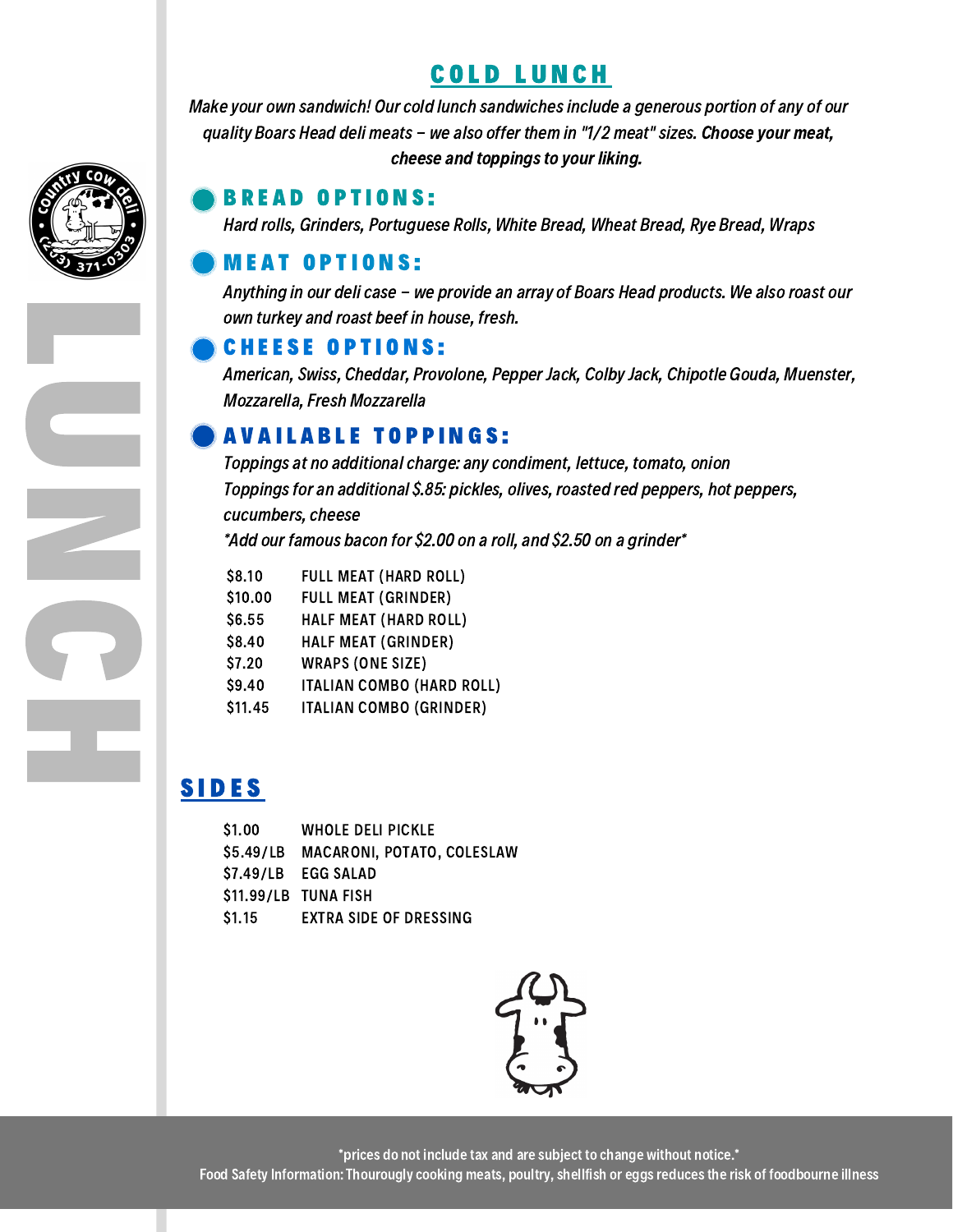# LUNCH

## COLD LUNCH

*Make your own sandwich! Our cold lunch sandwiches include a generous portion of any of our quality Boars Head deli meats – we also offer them in "1/2 meat" sizes.* ***Choose your meat, cheese and toppings to your liking.***

### BREAD OPTIONS:

*Hard rolls, Grinders, Portuguese Rolls, White Bread, Wheat Bread, Rye Bread, Wraps*

### MEAT OPTIONS:

*Anything in our deli case – we provide an array of Boars Head products. We also roast our own turkey and roast beef in house, fresh.*

### CHEESE OPTIONS:

*American, Swiss, Cheddar, Provolone, Pepper Jack, Colby Jack, Chipotle Gouda, Muenster, Mozzarella, Fresh Mozzarella*

### AVAILABLE TOPPINGS:

*Toppings at no additional charge: any condiment, lettuce, tomato, onion*
*Toppings for an additional $.85: pickles, olives, roasted red peppers, hot peppers, cucumbers, cheese*
*\*Add our famous bacon for $2.00 on a roll, and $2.50 on a grinder\**

| | |
|---|---|
| $8.10 | FULL MEAT (HARD ROLL) |
| $10.00 | FULL MEAT (GRINDER) |
| $6.55 | HALF MEAT (HARD ROLL) |
| $8.40 | HALF MEAT (GRINDER) |
| $7.20 | WRAPS (ONE SIZE) |
| $9.40 | ITALIAN COMBO (HARD ROLL) |
| $11.45 | ITALIAN COMBO (GRINDER) |

## SIDES

| | |
|---|---|
| $1.00 | WHOLE DELI PICKLE |
| $5.49/LB | MACARONI, POTATO, COLESLAW |
| $7.49/LB | EGG SALAD |
| $11.99/LB | TUNA FISH |
| $1.15 | EXTRA SIDE OF DRESSING |

\*prices do not include tax and are subject to change without notice.\*
Food Safety Information: Thourougly cooking meats, poultry, shellfish or eggs reduces the risk of foodbourne illness